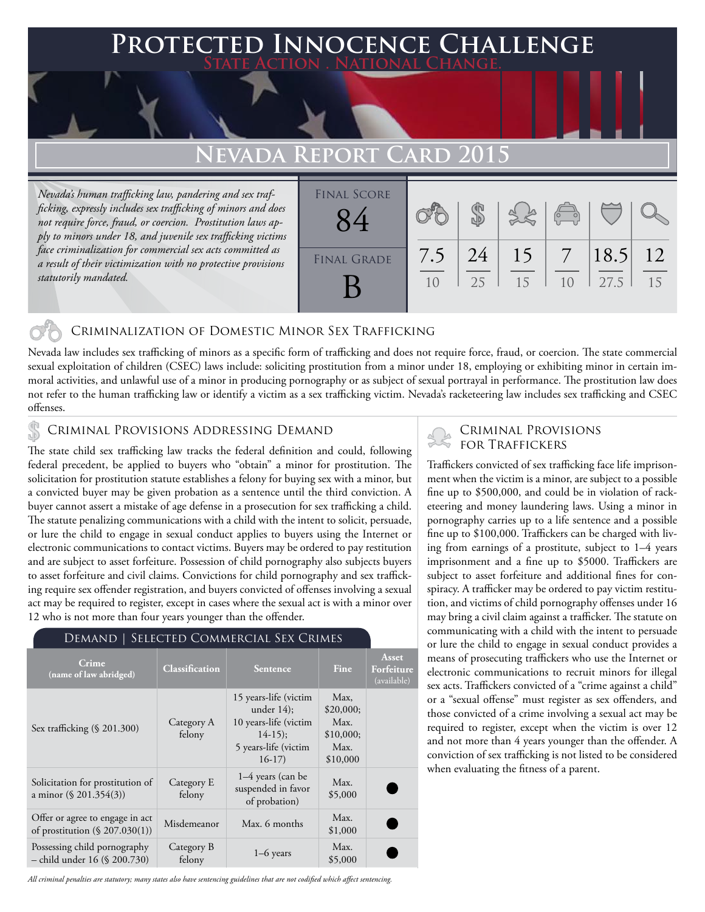# Protected Innocence Challenge

**State Action . National Change.**

# Nevada Report Card 2015

*Nevada's human trafficking law, pandering and sex trafficking, expressly includes sex trafficking of minors and does not require force, fraud, or coercion. Prostitution laws apply to minors under 18, and juvenile sex trafficking victims face criminalization for commercial sex acts committed as a result of their victimization with no protective provisions statutorily mandated.*

| Final Score | Final Grade |
|---|---|
| 84 | B |

| Criminalization of Domestic Minor Sex Trafficking | Criminal Provisions Addressing Demand | Criminal Provisions for Traffickers | Criminal Provisions for Facilitators | Protective Provisions for the Child Victims | Criminal Justice Tools for Investigation and Prosecutions |
|---|---|---|---|---|---|
| 7.5/10 | 24/25 | 15/15 | 7/10 | 18.5/27.5 | 12/15 |

## Criminalization of Domestic Minor Sex Trafficking

Nevada law includes sex trafficking of minors as a specific form of trafficking and does not require force, fraud, or coercion. The state commercial sexual exploitation of children (CSEC) laws include: soliciting prostitution from a minor under 18, employing or exhibiting minor in certain immoral activities, and unlawful use of a minor in producing pornography or as subject of sexual portrayal in performance. The prostitution law does not refer to the human trafficking law or identify a victim as a sex trafficking victim. Nevada's racketeering law includes sex trafficking and CSEC offenses.

## Criminal Provisions Addressing Demand

The state child sex trafficking law tracks the federal definition and could, following federal precedent, be applied to buyers who "obtain" a minor for prostitution. The solicitation for prostitution statute establishes a felony for buying sex with a minor, but a convicted buyer may be given probation as a sentence until the third conviction. A buyer cannot assert a mistake of age defense in a prosecution for sex trafficking a child. The statute penalizing communications with a child with the intent to solicit, persuade, or lure the child to engage in sexual conduct applies to buyers using the Internet or electronic communications to contact victims. Buyers may be ordered to pay restitution and are subject to asset forfeiture. Possession of child pornography also subjects buyers to asset forfeiture and civil claims. Convictions for child pornography and sex trafficking require sex offender registration, and buyers convicted of offenses involving a sexual act may be required to register, except in cases where the sexual act is with a minor over 12 who is not more than four years younger than the offender.

### Demand | Selected Commercial Sex Crimes

| Crime (name of law abridged) | Classification | Sentence | Fine | Asset Forfeiture (available) |
|---|---|---|---|---|
| Sex trafficking (§ 201.300) | Category A felony | 15 years-life (victim under 14); 10 years-life (victim 14-15); 5 years-life (victim 16-17) | Max. $20,000; Max. $10,000; Max. $10,000 | |
| Solicitation for prostitution of a minor (§ 201.354(3)) | Category E felony | 1–4 years (can be suspended in favor of probation) | Max. $5,000 | ● |
| Offer or agree to engage in act of prostitution (§ 207.030(1)) | Misdemeanor | Max. 6 months | Max. $1,000 | ● |
| Possessing child pornography – child under 16 (§ 200.730) | Category B felony | 1–6 years | Max. $5,000 | ● |

*All criminal penalties are statutory; many states also have sentencing guidelines that are not codified which affect sentencing.*

## Criminal Provisions for Traffickers

Traffickers convicted of sex trafficking face life imprisonment when the victim is a minor, are subject to a possible fine up to $500,000, and could be in violation of racketeering and money laundering laws. Using a minor in pornography carries up to a life sentence and a possible fine up to $100,000. Traffickers can be charged with living from earnings of a prostitute, subject to 1–4 years imprisonment and a fine up to $5000. Traffickers are subject to asset forfeiture and additional fines for conspiracy. A trafficker may be ordered to pay victim restitution, and victims of child pornography offenses under 16 may bring a civil claim against a trafficker. The statute on communicating with a child with the intent to persuade or lure the child to engage in sexual conduct provides a means of prosecuting traffickers who use the Internet or electronic communications to recruit minors for illegal sex acts. Traffickers convicted of a "crime against a child" or a "sexual offense" must register as sex offenders, and those convicted of a crime involving a sexual act may be required to register, except when the victim is over 12 and not more than 4 years younger than the offender. A conviction of sex trafficking is not listed to be considered when evaluating the fitness of a parent.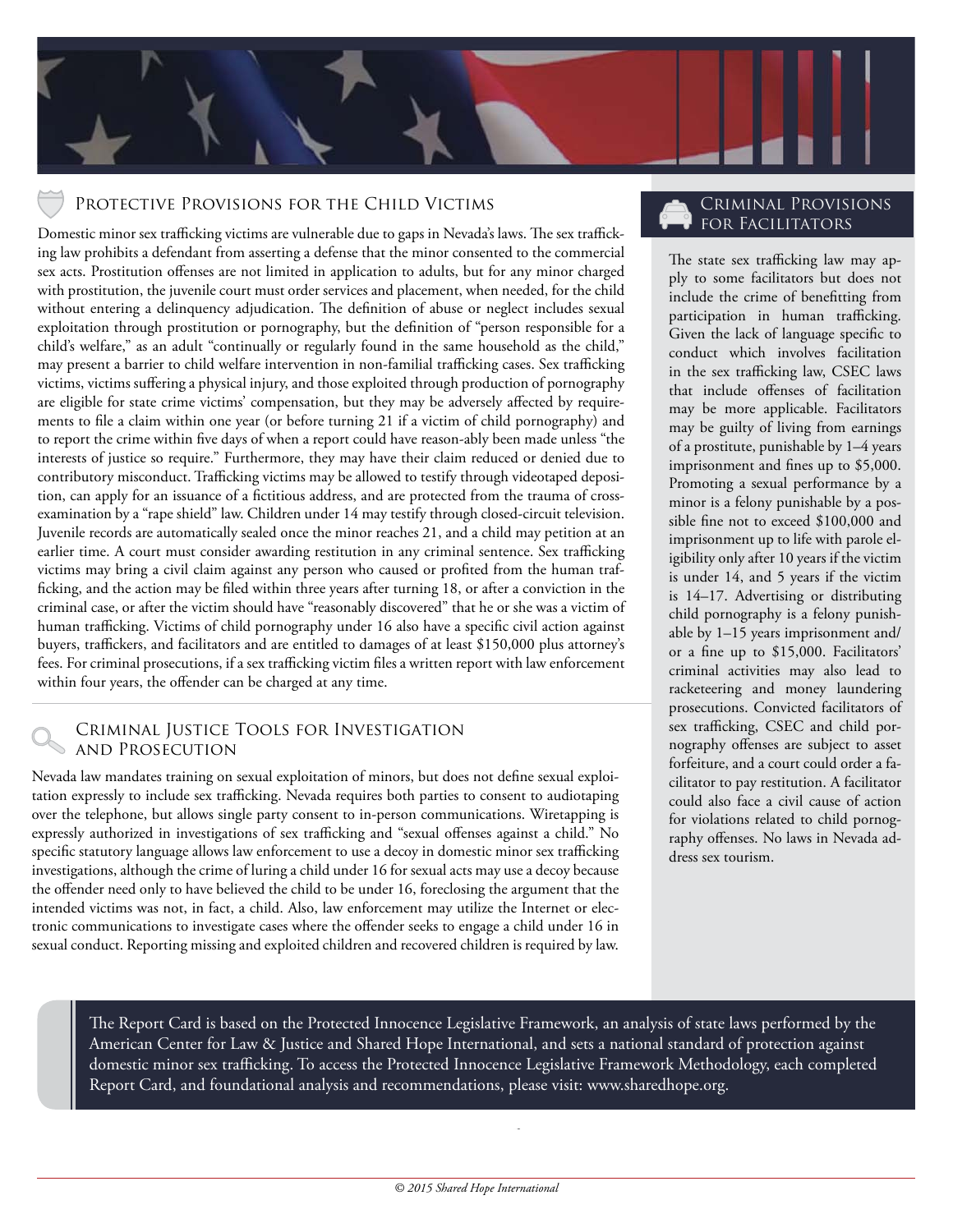## Protective Provisions for the Child Victims

Domestic minor sex trafficking victims are vulnerable due to gaps in Nevada's laws. The sex trafficking law prohibits a defendant from asserting a defense that the minor consented to the commercial sex acts. Prostitution offenses are not limited in application to adults, but for any minor charged with prostitution, the juvenile court must order services and placement, when needed, for the child without entering a delinquency adjudication. The definition of abuse or neglect includes sexual exploitation through prostitution or pornography, but the definition of "person responsible for a child's welfare," as an adult "continually or regularly found in the same household as the child," may present a barrier to child welfare intervention in non-familial trafficking cases. Sex trafficking victims, victims suffering a physical injury, and those exploited through production of pornography are eligible for state crime victims' compensation, but they may be adversely affected by requirements to file a claim within one year (or before turning 21 if a victim of child pornography) and to report the crime within five days of when a report could have reason-ably been made unless "the interests of justice so require." Furthermore, they may have their claim reduced or denied due to contributory misconduct. Trafficking victims may be allowed to testify through videotaped deposition, can apply for an issuance of a fictitious address, and are protected from the trauma of cross-examination by a "rape shield" law. Children under 14 may testify through closed-circuit television. Juvenile records are automatically sealed once the minor reaches 21, and a child may petition at an earlier time. A court must consider awarding restitution in any criminal sentence. Sex trafficking victims may bring a civil claim against any person who caused or profited from the human trafficking, and the action may be filed within three years after turning 18, or after a conviction in the criminal case, or after the victim should have "reasonably discovered" that he or she was a victim of human trafficking. Victims of child pornography under 16 also have a specific civil action against buyers, traffickers, and facilitators and are entitled to damages of at least $150,000 plus attorney's fees. For criminal prosecutions, if a sex trafficking victim files a written report with law enforcement within four years, the offender can be charged at any time.

## Criminal Justice Tools for Investigation and Prosecution

Nevada law mandates training on sexual exploitation of minors, but does not define sexual exploitation expressly to include sex trafficking. Nevada requires both parties to consent to audiotaping over the telephone, but allows single party consent to in-person communications. Wiretapping is expressly authorized in investigations of sex trafficking and "sexual offenses against a child." No specific statutory language allows law enforcement to use a decoy in domestic minor sex trafficking investigations, although the crime of luring a child under 16 for sexual acts may use a decoy because the offender need only to have believed the child to be under 16, foreclosing the argument that the intended victims was not, in fact, a child. Also, law enforcement may utilize the Internet or electronic communications to investigate cases where the offender seeks to engage a child under 16 in sexual conduct. Reporting missing and exploited children and recovered children is required by law.

## Criminal Provisions for Facilitators

The state sex trafficking law may apply to some facilitators but does not include the crime of benefitting from participation in human trafficking. Given the lack of language specific to conduct which involves facilitation in the sex trafficking law, CSEC laws that include offenses of facilitation may be more applicable. Facilitators may be guilty of living from earnings of a prostitute, punishable by 1–4 years imprisonment and fines up to $5,000. Promoting a sexual performance by a minor is a felony punishable by a possible fine not to exceed $100,000 and imprisonment up to life with parole eligibility only after 10 years if the victim is under 14, and 5 years if the victim is 14–17. Advertising or distributing child pornography is a felony punishable by 1–15 years imprisonment and/or a fine up to $15,000. Facilitators' criminal activities may also lead to racketeering and money laundering prosecutions. Convicted facilitators of sex trafficking, CSEC and child pornography offenses are subject to asset forfeiture, and a court could order a facilitator to pay restitution. A facilitator could also face a civil cause of action for violations related to child pornography offenses. No laws in Nevada address sex tourism.

The Report Card is based on the Protected Innocence Legislative Framework, an analysis of state laws performed by the American Center for Law & Justice and Shared Hope International, and sets a national standard of protection against domestic minor sex trafficking. To access the Protected Innocence Legislative Framework Methodology, each completed Report Card, and foundational analysis and recommendations, please visit: www.sharedhope.org.

*© 2015 Shared Hope International*